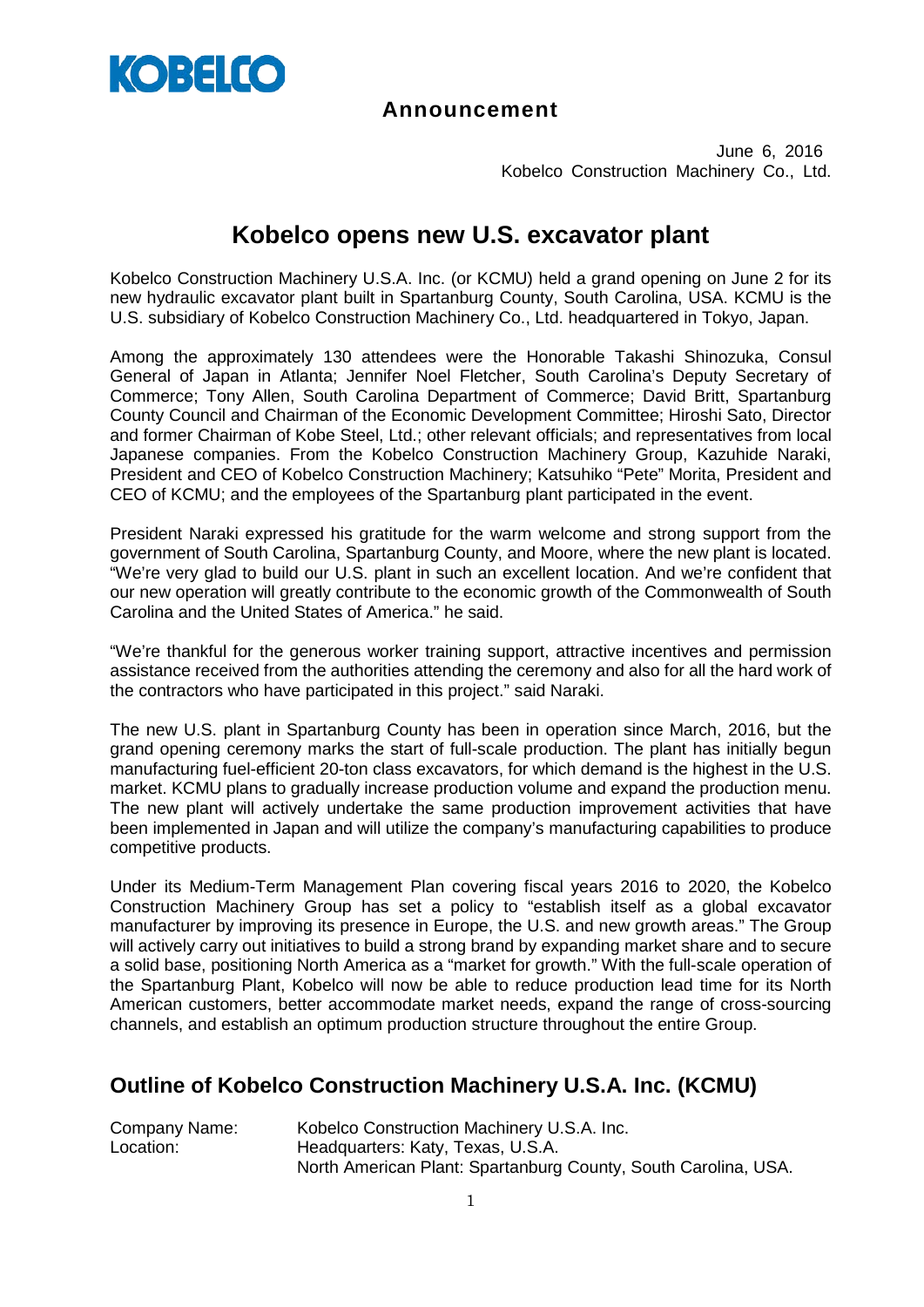KOBELCO

**Announcement**

June 6, 2016
Kobelco Construction Machinery Co., Ltd.

# Kobelco opens new U.S. excavator plant

Kobelco Construction Machinery U.S.A. Inc. (or KCMU) held a grand opening on June 2 for its new hydraulic excavator plant built in Spartanburg County, South Carolina, USA. KCMU is the U.S. subsidiary of Kobelco Construction Machinery Co., Ltd. headquartered in Tokyo, Japan.

Among the approximately 130 attendees were the Honorable Takashi Shinozuka, Consul General of Japan in Atlanta; Jennifer Noel Fletcher, South Carolina's Deputy Secretary of Commerce; Tony Allen, South Carolina Department of Commerce; David Britt, Spartanburg County Council and Chairman of the Economic Development Committee; Hiroshi Sato, Director and former Chairman of Kobe Steel, Ltd.; other relevant officials; and representatives from local Japanese companies. From the Kobelco Construction Machinery Group, Kazuhide Naraki, President and CEO of Kobelco Construction Machinery; Katsuhiko "Pete" Morita, President and CEO of KCMU; and the employees of the Spartanburg plant participated in the event.

President Naraki expressed his gratitude for the warm welcome and strong support from the government of South Carolina, Spartanburg County, and Moore, where the new plant is located. "We're very glad to build our U.S. plant in such an excellent location. And we're confident that our new operation will greatly contribute to the economic growth of the Commonwealth of South Carolina and the United States of America." he said.

"We're thankful for the generous worker training support, attractive incentives and permission assistance received from the authorities attending the ceremony and also for all the hard work of the contractors who have participated in this project." said Naraki.

The new U.S. plant in Spartanburg County has been in operation since March, 2016, but the grand opening ceremony marks the start of full-scale production. The plant has initially begun manufacturing fuel-efficient 20-ton class excavators, for which demand is the highest in the U.S. market. KCMU plans to gradually increase production volume and expand the production menu. The new plant will actively undertake the same production improvement activities that have been implemented in Japan and will utilize the company's manufacturing capabilities to produce competitive products.

Under its Medium-Term Management Plan covering fiscal years 2016 to 2020, the Kobelco Construction Machinery Group has set a policy to "establish itself as a global excavator manufacturer by improving its presence in Europe, the U.S. and new growth areas." The Group will actively carry out initiatives to build a strong brand by expanding market share and to secure a solid base, positioning North America as a "market for growth." With the full-scale operation of the Spartanburg Plant, Kobelco will now be able to reduce production lead time for its North American customers, better accommodate market needs, expand the range of cross-sourcing channels, and establish an optimum production structure throughout the entire Group.

## Outline of Kobelco Construction Machinery U.S.A. Inc. (KCMU)

| | |
|---|---|
| Company Name: | Kobelco Construction Machinery U.S.A. Inc. |
| Location: | Headquarters: Katy, Texas, U.S.A. |
| | North American Plant: Spartanburg County, South Carolina, USA. |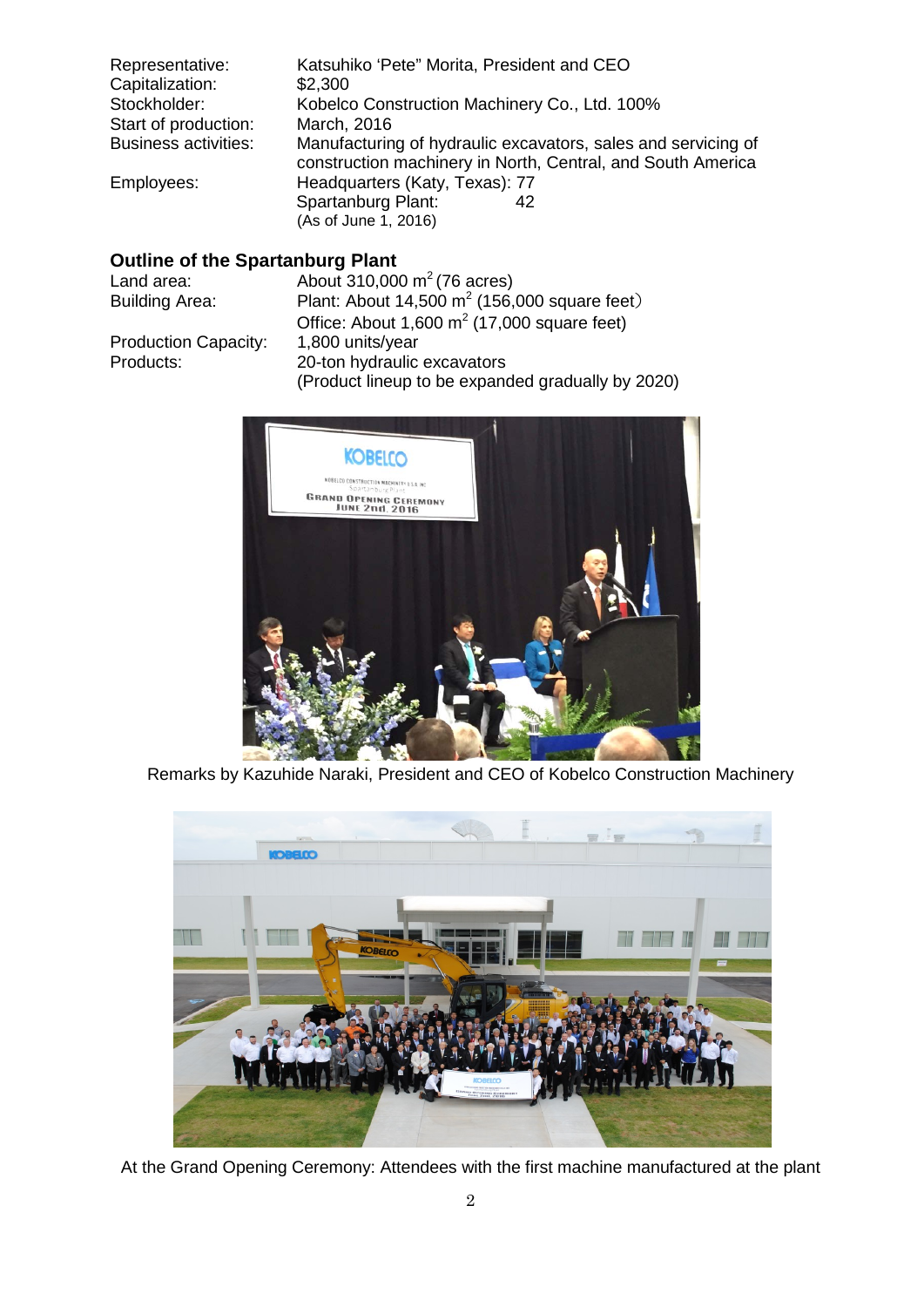| | |
|---|---|
| Representative: | Katsuhiko 'Pete" Morita, President and CEO |
| Capitalization: | $2,300 |
| Stockholder: | Kobelco Construction Machinery Co., Ltd. 100% |
| Start of production: | March, 2016 |
| Business activities: | Manufacturing of hydraulic excavators, sales and servicing of construction machinery in North, Central, and South America |
| Employees: | Headquarters (Katy, Texas): 77<br>Spartanburg Plant: 42<br>(As of June 1, 2016) |

### Outline of the Spartanburg Plant

| | |
|---|---|
| Land area: | About 310,000 $m^2$ (76 acres) |
| Building Area: | Plant: About 14,500 $m^2$ (156,000 square feet)<br>Office: About 1,600 $m^2$ (17,000 square feet) |
| Production Capacity: | 1,800 units/year |
| Products: | 20-ton hydraulic excavators<br>(Product lineup to be expanded gradually by 2020) |

Remarks by Kazuhide Naraki, President and CEO of Kobelco Construction Machinery

At the Grand Opening Ceremony: Attendees with the first machine manufactured at the plant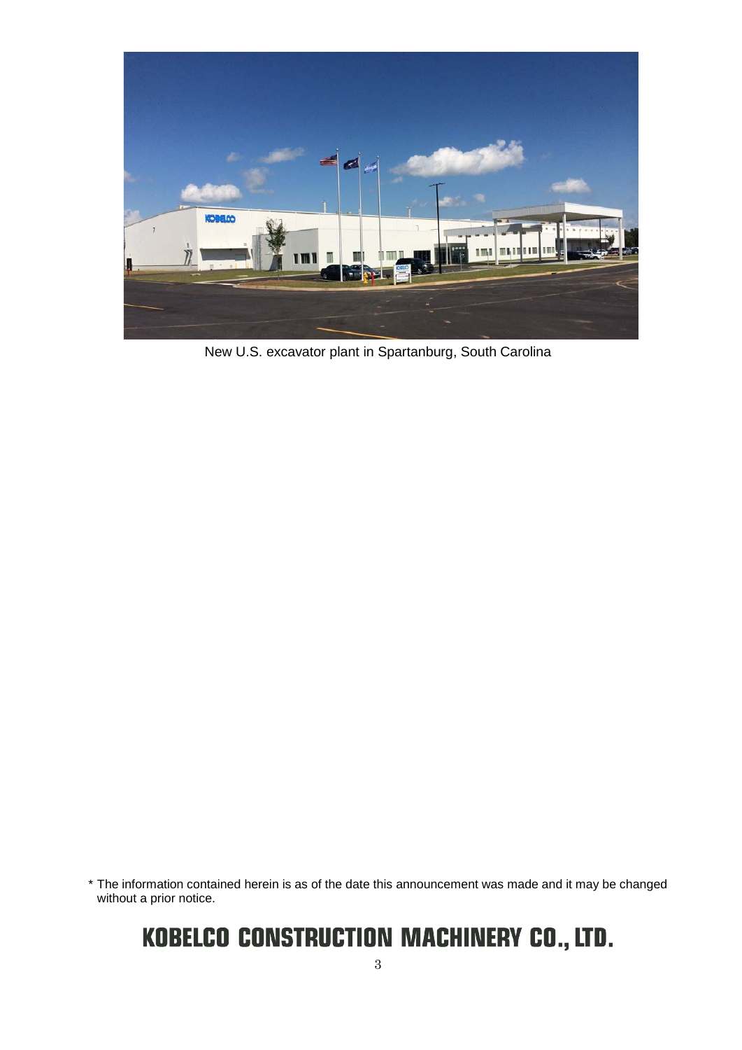New U.S. excavator plant in Spartanburg, South Carolina

* The information contained herein is as of the date this announcement was made and it may be changed without a prior notice.

KOBELCO CONSTRUCTION MACHINERY CO., LTD.